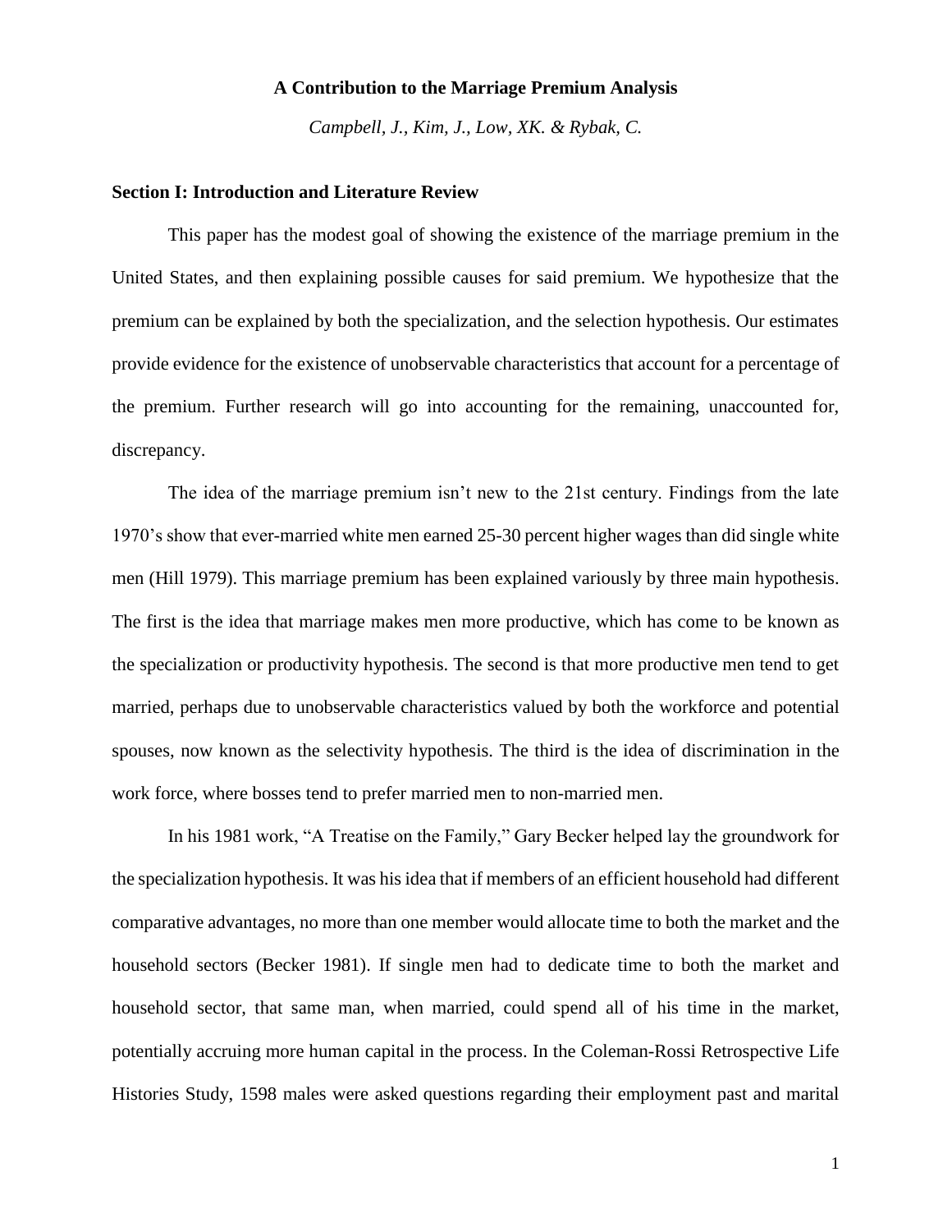# A Contribution to the Marriage Premium Analysis

*Campbell, J., Kim, J., Low, XK. & Rybak, C.*

## Section I: Introduction and Literature Review

This paper has the modest goal of showing the existence of the marriage premium in the United States, and then explaining possible causes for said premium. We hypothesize that the premium can be explained by both the specialization, and the selection hypothesis. Our estimates provide evidence for the existence of unobservable characteristics that account for a percentage of the premium. Further research will go into accounting for the remaining, unaccounted for, discrepancy.

The idea of the marriage premium isn't new to the 21st century. Findings from the late 1970's show that ever-married white men earned 25-30 percent higher wages than did single white men (Hill 1979). This marriage premium has been explained variously by three main hypothesis. The first is the idea that marriage makes men more productive, which has come to be known as the specialization or productivity hypothesis. The second is that more productive men tend to get married, perhaps due to unobservable characteristics valued by both the workforce and potential spouses, now known as the selectivity hypothesis. The third is the idea of discrimination in the work force, where bosses tend to prefer married men to non-married men.

In his 1981 work, "A Treatise on the Family," Gary Becker helped lay the groundwork for the specialization hypothesis. It was his idea that if members of an efficient household had different comparative advantages, no more than one member would allocate time to both the market and the household sectors (Becker 1981). If single men had to dedicate time to both the market and household sector, that same man, when married, could spend all of his time in the market, potentially accruing more human capital in the process. In the Coleman-Rossi Retrospective Life Histories Study, 1598 males were asked questions regarding their employment past and marital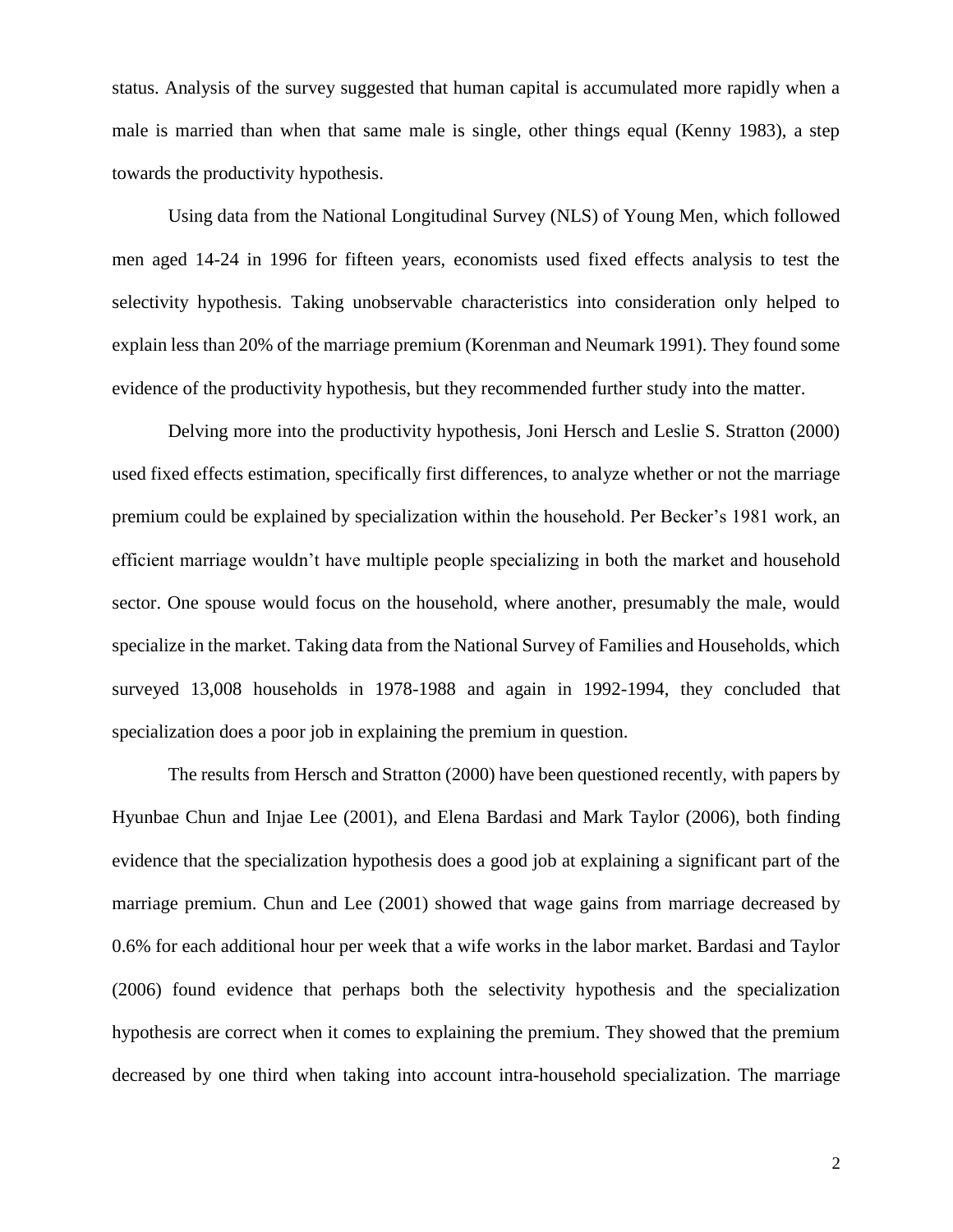status. Analysis of the survey suggested that human capital is accumulated more rapidly when a male is married than when that same male is single, other things equal (Kenny 1983), a step towards the productivity hypothesis.

Using data from the National Longitudinal Survey (NLS) of Young Men, which followed men aged 14-24 in 1996 for fifteen years, economists used fixed effects analysis to test the selectivity hypothesis. Taking unobservable characteristics into consideration only helped to explain less than 20% of the marriage premium (Korenman and Neumark 1991). They found some evidence of the productivity hypothesis, but they recommended further study into the matter.

Delving more into the productivity hypothesis, Joni Hersch and Leslie S. Stratton (2000) used fixed effects estimation, specifically first differences, to analyze whether or not the marriage premium could be explained by specialization within the household. Per Becker's 1981 work, an efficient marriage wouldn't have multiple people specializing in both the market and household sector. One spouse would focus on the household, where another, presumably the male, would specialize in the market. Taking data from the National Survey of Families and Households, which surveyed 13,008 households in 1978-1988 and again in 1992-1994, they concluded that specialization does a poor job in explaining the premium in question.

The results from Hersch and Stratton (2000) have been questioned recently, with papers by Hyunbae Chun and Injae Lee (2001), and Elena Bardasi and Mark Taylor (2006), both finding evidence that the specialization hypothesis does a good job at explaining a significant part of the marriage premium. Chun and Lee (2001) showed that wage gains from marriage decreased by 0.6% for each additional hour per week that a wife works in the labor market. Bardasi and Taylor (2006) found evidence that perhaps both the selectivity hypothesis and the specialization hypothesis are correct when it comes to explaining the premium. They showed that the premium decreased by one third when taking into account intra-household specialization. The marriage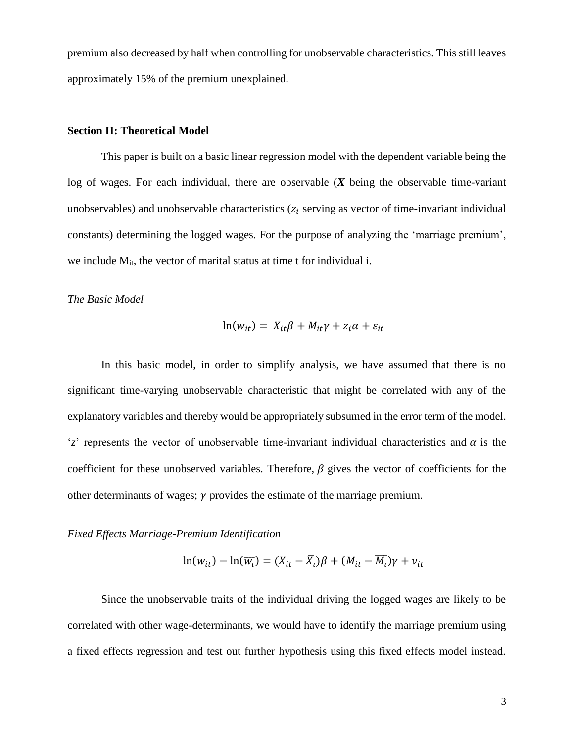premium also decreased by half when controlling for unobservable characteristics. This still leaves approximately 15% of the premium unexplained.

**Section II: Theoretical Model**

This paper is built on a basic linear regression model with the dependent variable being the log of wages. For each individual, there are observable (***X*** being the observable time-variant unobservables) and unobservable characteristics ($z_i$ serving as vector of time-invariant individual constants) determining the logged wages. For the purpose of analyzing the 'marriage premium', we include $M_{it}$, the vector of marital status at time t for individual i.

*The Basic Model*

$$\ln(w_{it}) = X_{it}\beta + M_{it}\gamma + z_i\alpha + \varepsilon_{it}$$

In this basic model, in order to simplify analysis, we have assumed that there is no significant time-varying unobservable characteristic that might be correlated with any of the explanatory variables and thereby would be appropriately subsumed in the error term of the model. '$z$' represents the vector of unobservable time-invariant individual characteristics and $\alpha$ is the coefficient for these unobserved variables. Therefore, $\beta$ gives the vector of coefficients for the other determinants of wages; $\gamma$ provides the estimate of the marriage premium.

*Fixed Effects Marriage-Premium Identification*

$$\ln(w_{it}) - \ln(\overline{w_i}) = (X_{it} - \overline{X_i})\beta + (M_{it} - \overline{M_i})\gamma + \nu_{it}$$

Since the unobservable traits of the individual driving the logged wages are likely to be correlated with other wage-determinants, we would have to identify the marriage premium using a fixed effects regression and test out further hypothesis using this fixed effects model instead.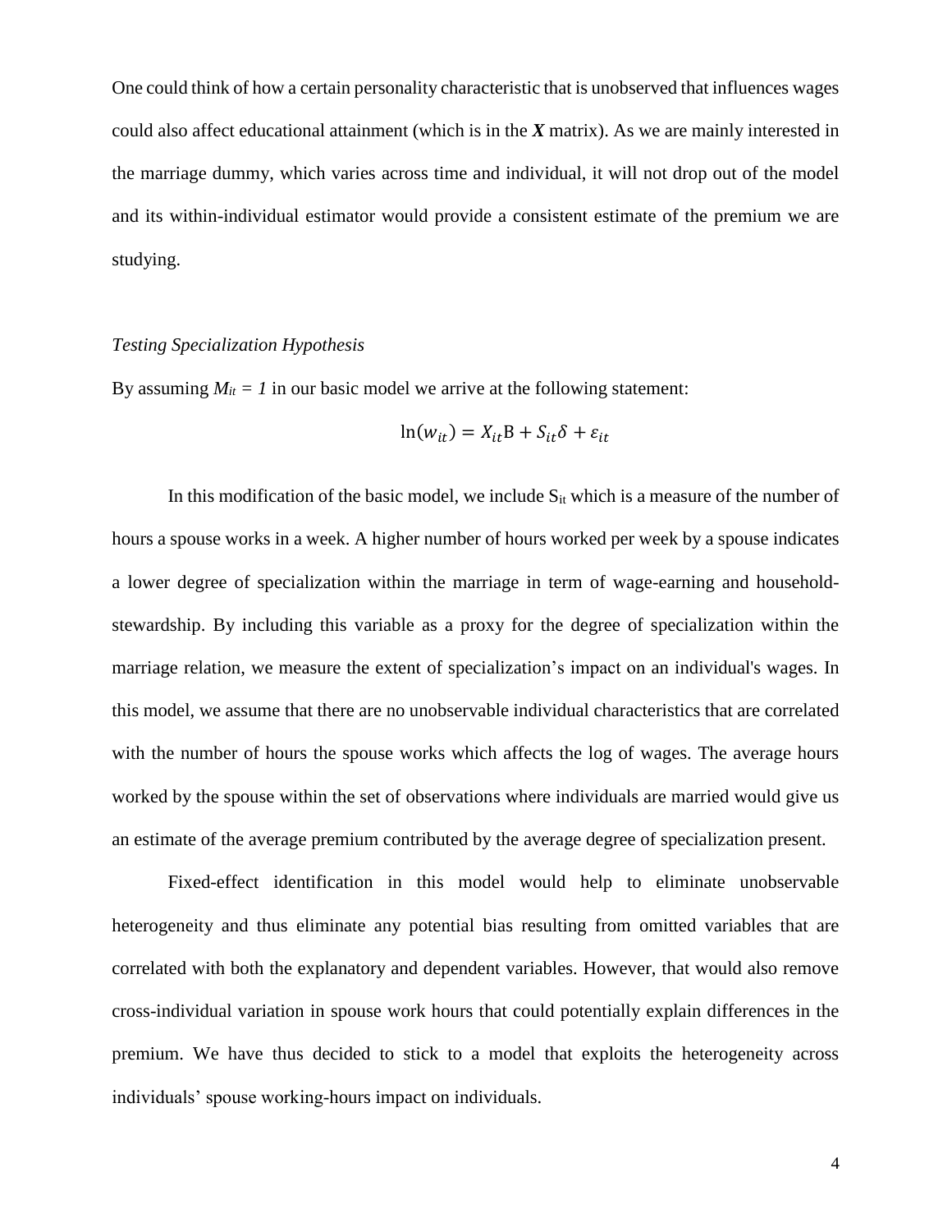One could think of how a certain personality characteristic that is unobserved that influences wages could also affect educational attainment (which is in the ***X*** matrix). As we are mainly interested in the marriage dummy, which varies across time and individual, it will not drop out of the model and its within-individual estimator would provide a consistent estimate of the premium we are studying.

*Testing Specialization Hypothesis*

By assuming $M_{it} = 1$ in our basic model we arrive at the following statement:

$$\ln(w_{it}) = X_{it}\mathrm{B} + S_{it}\delta + \varepsilon_{it}$$

In this modification of the basic model, we include $S_{it}$ which is a measure of the number of hours a spouse works in a week. A higher number of hours worked per week by a spouse indicates a lower degree of specialization within the marriage in term of wage-earning and household-stewardship. By including this variable as a proxy for the degree of specialization within the marriage relation, we measure the extent of specialization's impact on an individual's wages. In this model, we assume that there are no unobservable individual characteristics that are correlated with the number of hours the spouse works which affects the log of wages. The average hours worked by the spouse within the set of observations where individuals are married would give us an estimate of the average premium contributed by the average degree of specialization present.

Fixed-effect identification in this model would help to eliminate unobservable heterogeneity and thus eliminate any potential bias resulting from omitted variables that are correlated with both the explanatory and dependent variables. However, that would also remove cross-individual variation in spouse work hours that could potentially explain differences in the premium. We have thus decided to stick to a model that exploits the heterogeneity across individuals' spouse working-hours impact on individuals.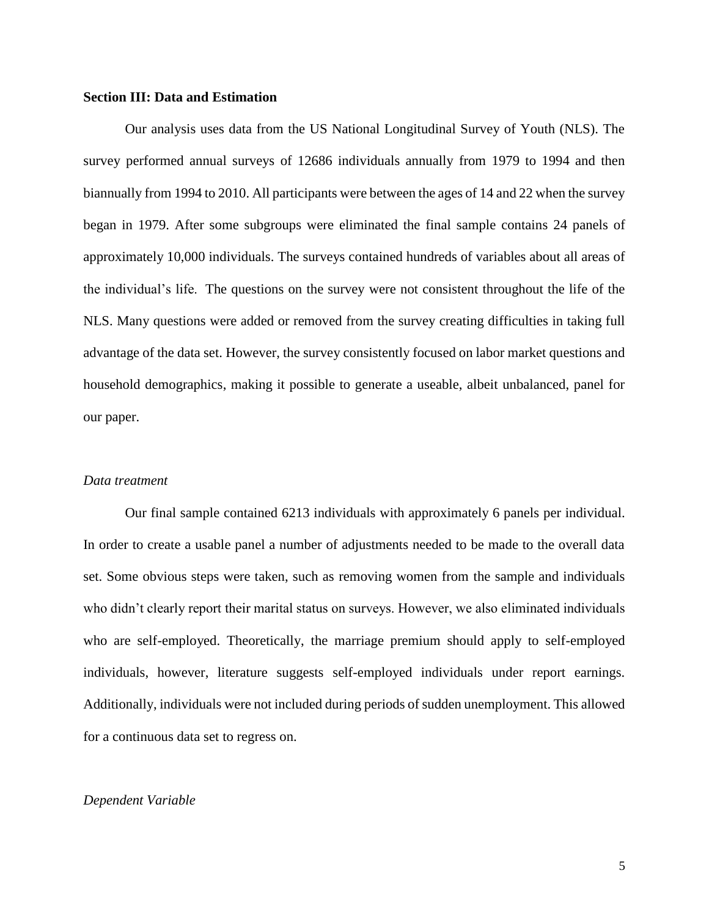## Section III: Data and Estimation

Our analysis uses data from the US National Longitudinal Survey of Youth (NLS). The survey performed annual surveys of 12686 individuals annually from 1979 to 1994 and then biannually from 1994 to 2010. All participants were between the ages of 14 and 22 when the survey began in 1979. After some subgroups were eliminated the final sample contains 24 panels of approximately 10,000 individuals. The surveys contained hundreds of variables about all areas of the individual's life. The questions on the survey were not consistent throughout the life of the NLS. Many questions were added or removed from the survey creating difficulties in taking full advantage of the data set. However, the survey consistently focused on labor market questions and household demographics, making it possible to generate a useable, albeit unbalanced, panel for our paper.

### *Data treatment*

Our final sample contained 6213 individuals with approximately 6 panels per individual. In order to create a usable panel a number of adjustments needed to be made to the overall data set. Some obvious steps were taken, such as removing women from the sample and individuals who didn't clearly report their marital status on surveys. However, we also eliminated individuals who are self-employed. Theoretically, the marriage premium should apply to self-employed individuals, however, literature suggests self-employed individuals under report earnings. Additionally, individuals were not included during periods of sudden unemployment. This allowed for a continuous data set to regress on.

### *Dependent Variable*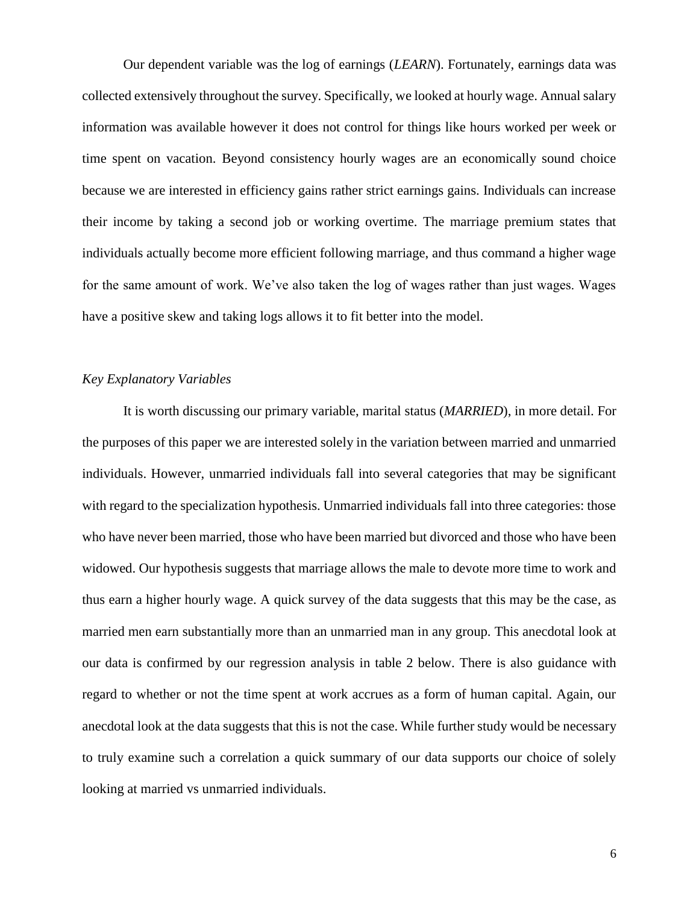Our dependent variable was the log of earnings (*LEARN*). Fortunately, earnings data was collected extensively throughout the survey. Specifically, we looked at hourly wage. Annual salary information was available however it does not control for things like hours worked per week or time spent on vacation. Beyond consistency hourly wages are an economically sound choice because we are interested in efficiency gains rather strict earnings gains. Individuals can increase their income by taking a second job or working overtime. The marriage premium states that individuals actually become more efficient following marriage, and thus command a higher wage for the same amount of work. We've also taken the log of wages rather than just wages. Wages have a positive skew and taking logs allows it to fit better into the model.

### *Key Explanatory Variables*

It is worth discussing our primary variable, marital status (*MARRIED*), in more detail. For the purposes of this paper we are interested solely in the variation between married and unmarried individuals. However, unmarried individuals fall into several categories that may be significant with regard to the specialization hypothesis. Unmarried individuals fall into three categories: those who have never been married, those who have been married but divorced and those who have been widowed. Our hypothesis suggests that marriage allows the male to devote more time to work and thus earn a higher hourly wage. A quick survey of the data suggests that this may be the case, as married men earn substantially more than an unmarried man in any group. This anecdotal look at our data is confirmed by our regression analysis in table 2 below. There is also guidance with regard to whether or not the time spent at work accrues as a form of human capital. Again, our anecdotal look at the data suggests that this is not the case. While further study would be necessary to truly examine such a correlation a quick summary of our data supports our choice of solely looking at married vs unmarried individuals.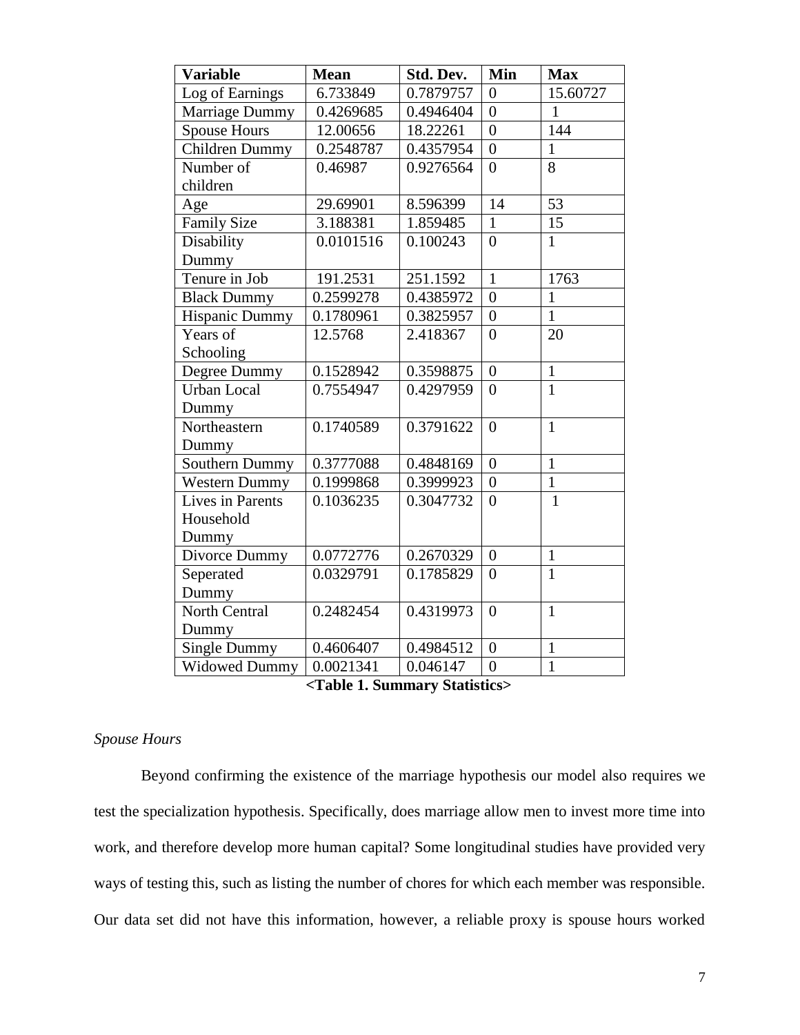| Variable | Mean | Std. Dev. | Min | Max |
|---|---|---|---|---|
| Log of Earnings | 6.733849 | 0.7879757 | 0 | 15.60727 |
| Marriage Dummy | 0.4269685 | 0.4946404 | 0 | 1 |
| Spouse Hours | 12.00656 | 18.22261 | 0 | 144 |
| Children Dummy | 0.2548787 | 0.4357954 | 0 | 1 |
| Number of children | 0.46987 | 0.9276564 | 0 | 8 |
| Age | 29.69901 | 8.596399 | 14 | 53 |
| Family Size | 3.188381 | 1.859485 | 1 | 15 |
| Disability Dummy | 0.0101516 | 0.100243 | 0 | 1 |
| Tenure in Job | 191.2531 | 251.1592 | 1 | 1763 |
| Black Dummy | 0.2599278 | 0.4385972 | 0 | 1 |
| Hispanic Dummy | 0.1780961 | 0.3825957 | 0 | 1 |
| Years of Schooling | 12.5768 | 2.418367 | 0 | 20 |
| Degree Dummy | 0.1528942 | 0.3598875 | 0 | 1 |
| Urban Local Dummy | 0.7554947 | 0.4297959 | 0 | 1 |
| Northeastern Dummy | 0.1740589 | 0.3791622 | 0 | 1 |
| Southern Dummy | 0.3777088 | 0.4848169 | 0 | 1 |
| Western Dummy | 0.1999868 | 0.3999923 | 0 | 1 |
| Lives in Parents Household Dummy | 0.1036235 | 0.3047732 | 0 | 1 |
| Divorce Dummy | 0.0772776 | 0.2670329 | 0 | 1 |
| Seperated Dummy | 0.0329791 | 0.1785829 | 0 | 1 |
| North Central Dummy | 0.2482454 | 0.4319973 | 0 | 1 |
| Single Dummy | 0.4606407 | 0.4984512 | 0 | 1 |
| Widowed Dummy | 0.0021341 | 0.046147 | 0 | 1 |

**<Table 1. Summary Statistics>**

*Spouse Hours*

Beyond confirming the existence of the marriage hypothesis our model also requires we test the specialization hypothesis. Specifically, does marriage allow men to invest more time into work, and therefore develop more human capital? Some longitudinal studies have provided very ways of testing this, such as listing the number of chores for which each member was responsible. Our data set did not have this information, however, a reliable proxy is spouse hours worked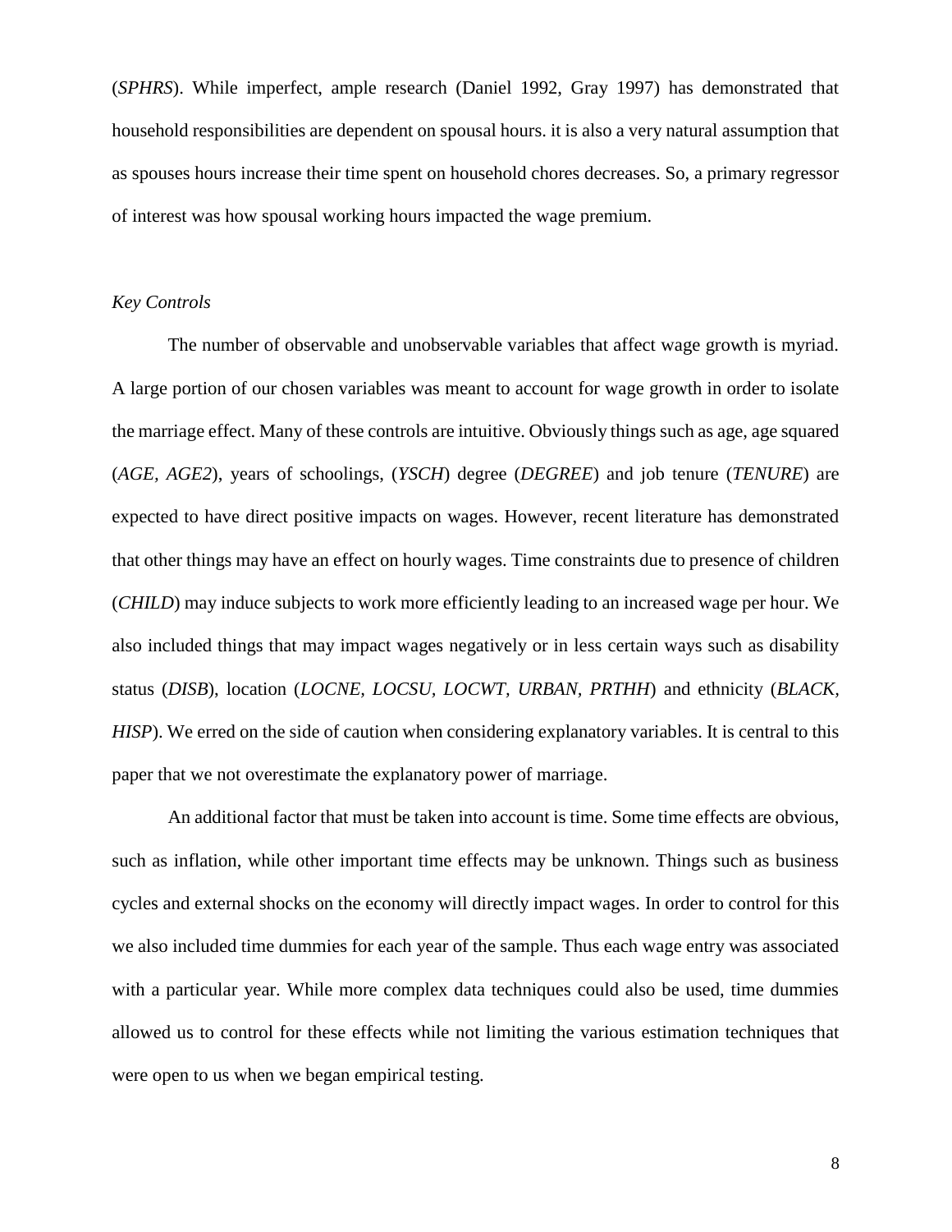(*SPHRS*). While imperfect, ample research (Daniel 1992, Gray 1997) has demonstrated that household responsibilities are dependent on spousal hours. it is also a very natural assumption that as spouses hours increase their time spent on household chores decreases. So, a primary regressor of interest was how spousal working hours impacted the wage premium.

*Key Controls*

The number of observable and unobservable variables that affect wage growth is myriad. A large portion of our chosen variables was meant to account for wage growth in order to isolate the marriage effect. Many of these controls are intuitive. Obviously things such as age, age squared (*AGE, AGE2*), years of schoolings, (*YSCH*) degree (*DEGREE*) and job tenure (*TENURE*) are expected to have direct positive impacts on wages. However, recent literature has demonstrated that other things may have an effect on hourly wages. Time constraints due to presence of children (*CHILD*) may induce subjects to work more efficiently leading to an increased wage per hour. We also included things that may impact wages negatively or in less certain ways such as disability status (*DISB*), location (*LOCNE, LOCSU, LOCWT, URBAN, PRTHH*) and ethnicity (*BLACK, HISP*). We erred on the side of caution when considering explanatory variables. It is central to this paper that we not overestimate the explanatory power of marriage.

An additional factor that must be taken into account is time. Some time effects are obvious, such as inflation, while other important time effects may be unknown. Things such as business cycles and external shocks on the economy will directly impact wages. In order to control for this we also included time dummies for each year of the sample. Thus each wage entry was associated with a particular year. While more complex data techniques could also be used, time dummies allowed us to control for these effects while not limiting the various estimation techniques that were open to us when we began empirical testing.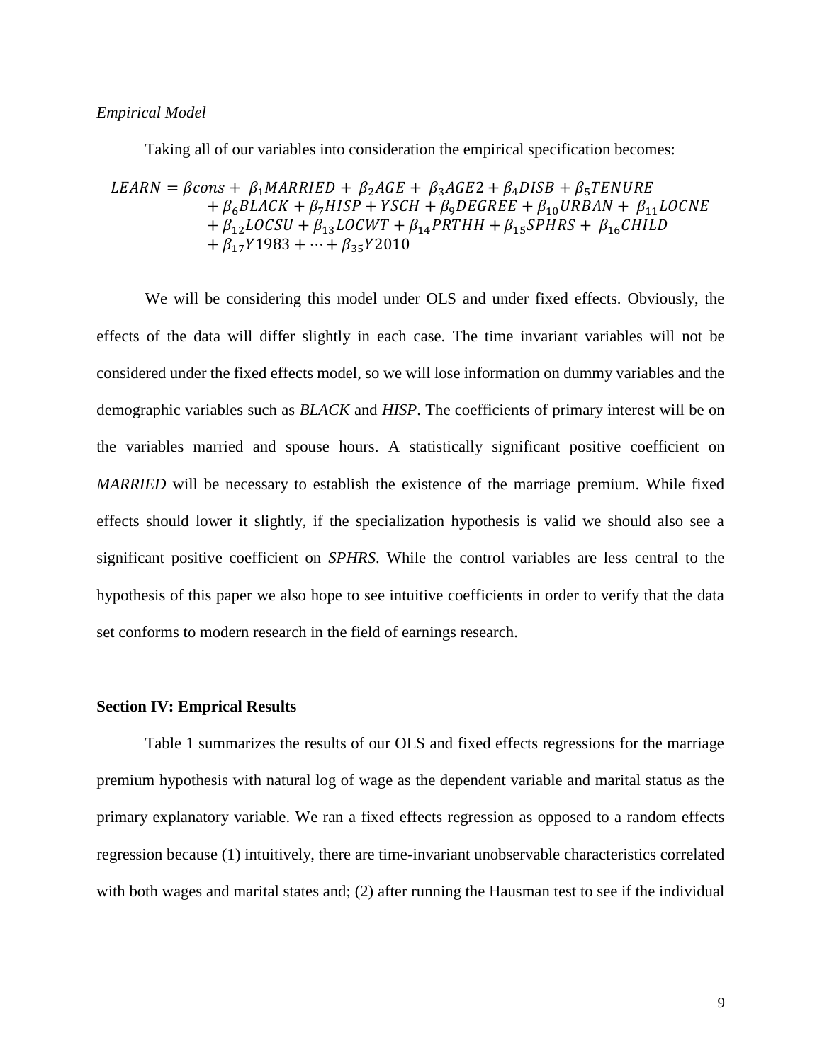*Empirical Model*

Taking all of our variables into consideration the empirical specification becomes:

$$
\begin{aligned}
LEARN = \beta cons + \ \beta_1 MARRIED + \ \beta_2 AGE + \ \beta_3 AGE2 + \beta_4 DISB + \beta_5 TENURE \\
+ \beta_6 BLACK + \beta_7 HISP + YSCH + \beta_9 DEGREE + \beta_{10} URBAN + \ \beta_{11} LOCNE \\
+ \beta_{12} LOCSU + \beta_{13} LOCWT + \beta_{14} PRTHH + \beta_{15} SPHRS + \ \beta_{16} CHILD \\
+ \beta_{17} Y1983 + \cdots + \beta_{35} Y2010
\end{aligned}
$$

We will be considering this model under OLS and under fixed effects. Obviously, the effects of the data will differ slightly in each case. The time invariant variables will not be considered under the fixed effects model, so we will lose information on dummy variables and the demographic variables such as *BLACK* and *HISP*. The coefficients of primary interest will be on the variables married and spouse hours. A statistically significant positive coefficient on *MARRIED* will be necessary to establish the existence of the marriage premium. While fixed effects should lower it slightly, if the specialization hypothesis is valid we should also see a significant positive coefficient on *SPHRS*. While the control variables are less central to the hypothesis of this paper we also hope to see intuitive coefficients in order to verify that the data set conforms to modern research in the field of earnings research.

**Section IV: Emprical Results**

Table 1 summarizes the results of our OLS and fixed effects regressions for the marriage premium hypothesis with natural log of wage as the dependent variable and marital status as the primary explanatory variable. We ran a fixed effects regression as opposed to a random effects regression because (1) intuitively, there are time-invariant unobservable characteristics correlated with both wages and marital states and; (2) after running the Hausman test to see if the individual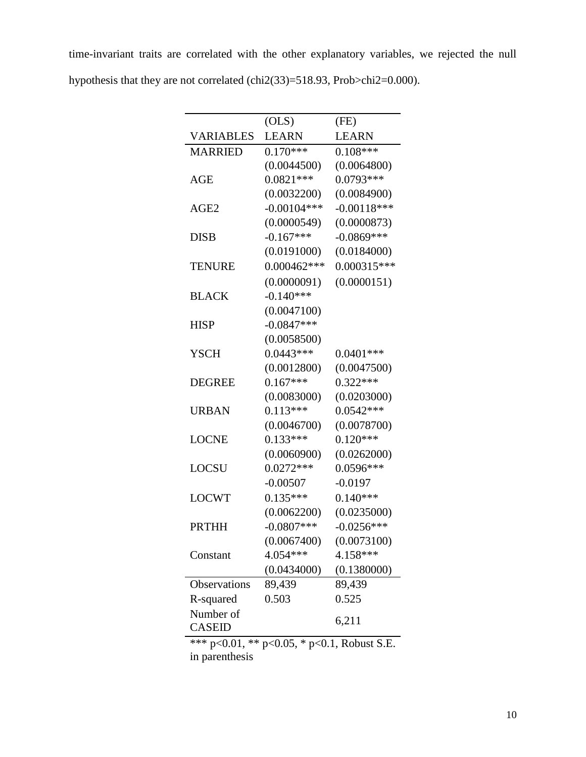time-invariant traits are correlated with the other explanatory variables, we rejected the null hypothesis that they are not correlated (chi2(33)=518.93, Prob>chi2=0.000).

| | (OLS) | (FE) |
|---|---|---|
| VARIABLES | LEARN | LEARN |
| MARRIED | 0.170*** | 0.108*** |
| | (0.0044500) | (0.0064800) |
| AGE | 0.0821*** | 0.0793*** |
| | (0.0032200) | (0.0084900) |
| AGE2 | -0.00104*** | -0.00118*** |
| | (0.0000549) | (0.0000873) |
| DISB | -0.167*** | -0.0869*** |
| | (0.0191000) | (0.0184000) |
| TENURE | 0.000462*** | 0.000315*** |
| | (0.0000091) | (0.0000151) |
| BLACK | -0.140*** | |
| | (0.0047100) | |
| HISP | -0.0847*** | |
| | (0.0058500) | |
| YSCH | 0.0443*** | 0.0401*** |
| | (0.0012800) | (0.0047500) |
| DEGREE | 0.167*** | 0.322*** |
| | (0.0083000) | (0.0203000) |
| URBAN | 0.113*** | 0.0542*** |
| | (0.0046700) | (0.0078700) |
| LOCNE | 0.133*** | 0.120*** |
| | (0.0060900) | (0.0262000) |
| LOCSU | 0.0272*** | 0.0596*** |
| | -0.00507 | -0.0197 |
| LOCWT | 0.135*** | 0.140*** |
| | (0.0062200) | (0.0235000) |
| PRTHH | -0.0807*** | -0.0256*** |
| | (0.0067400) | (0.0073100) |
| Constant | 4.054*** | 4.158*** |
| | (0.0434000) | (0.1380000) |
| Observations | 89,439 | 89,439 |
| R-squared | 0.503 | 0.525 |
| Number of CASEID | | 6,211 |

*** p<0.01, ** p<0.05, * p<0.1, Robust S.E. in parenthesis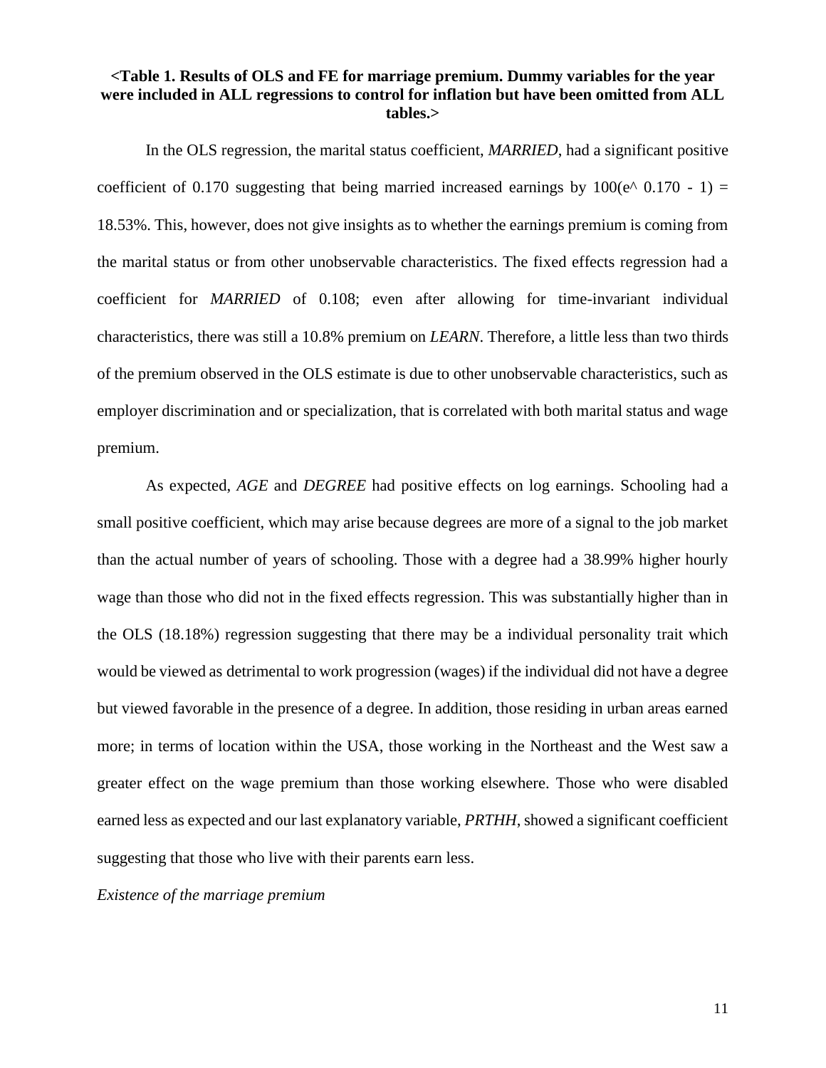**<Table 1. Results of OLS and FE for marriage premium. Dummy variables for the year were included in ALL regressions to control for inflation but have been omitted from ALL tables.>**

In the OLS regression, the marital status coefficient, *MARRIED*, had a significant positive coefficient of 0.170 suggesting that being married increased earnings by 100(e^ 0.170 - 1) = 18.53%. This, however, does not give insights as to whether the earnings premium is coming from the marital status or from other unobservable characteristics. The fixed effects regression had a coefficient for *MARRIED* of 0.108; even after allowing for time-invariant individual characteristics, there was still a 10.8% premium on *LEARN*. Therefore, a little less than two thirds of the premium observed in the OLS estimate is due to other unobservable characteristics, such as employer discrimination and or specialization, that is correlated with both marital status and wage premium.

As expected, *AGE* and *DEGREE* had positive effects on log earnings. Schooling had a small positive coefficient, which may arise because degrees are more of a signal to the job market than the actual number of years of schooling. Those with a degree had a 38.99% higher hourly wage than those who did not in the fixed effects regression. This was substantially higher than in the OLS (18.18%) regression suggesting that there may be a individual personality trait which would be viewed as detrimental to work progression (wages) if the individual did not have a degree but viewed favorable in the presence of a degree. In addition, those residing in urban areas earned more; in terms of location within the USA, those working in the Northeast and the West saw a greater effect on the wage premium than those working elsewhere. Those who were disabled earned less as expected and our last explanatory variable, *PRTHH*, showed a significant coefficient suggesting that those who live with their parents earn less.

*Existence of the marriage premium*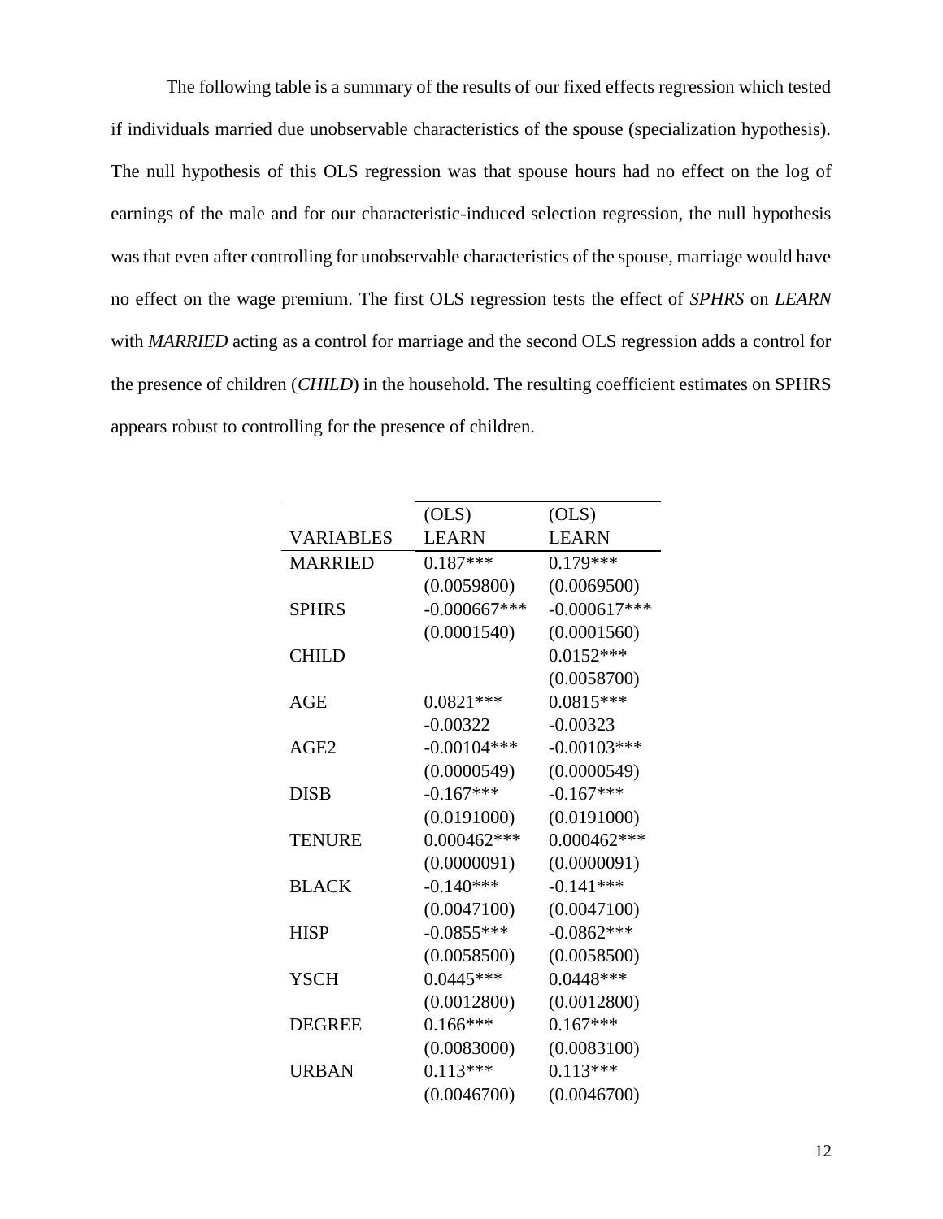The following table is a summary of the results of our fixed effects regression which tested if individuals married due unobservable characteristics of the spouse (specialization hypothesis). The null hypothesis of this OLS regression was that spouse hours had no effect on the log of earnings of the male and for our characteristic-induced selection regression, the null hypothesis was that even after controlling for unobservable characteristics of the spouse, marriage would have no effect on the wage premium. The first OLS regression tests the effect of *SPHRS* on *LEARN* with *MARRIED* acting as a control for marriage and the second OLS regression adds a control for the presence of children (*CHILD*) in the household. The resulting coefficient estimates on SPHRS appears robust to controlling for the presence of children.

| VARIABLES | (OLS) LEARN | (OLS) LEARN |
|---|---|---|
| MARRIED | 0.187*** | 0.179*** |
| | (0.0059800) | (0.0069500) |
| SPHRS | -0.000667*** | -0.000617*** |
| | (0.0001540) | (0.0001560) |
| CHILD | | 0.0152*** |
| | | (0.0058700) |
| AGE | 0.0821*** | 0.0815*** |
| | -0.00322 | -0.00323 |
| AGE2 | -0.00104*** | -0.00103*** |
| | (0.0000549) | (0.0000549) |
| DISB | -0.167*** | -0.167*** |
| | (0.0191000) | (0.0191000) |
| TENURE | 0.000462*** | 0.000462*** |
| | (0.0000091) | (0.0000091) |
| BLACK | -0.140*** | -0.141*** |
| | (0.0047100) | (0.0047100) |
| HISP | -0.0855*** | -0.0862*** |
| | (0.0058500) | (0.0058500) |
| YSCH | 0.0445*** | 0.0448*** |
| | (0.0012800) | (0.0012800) |
| DEGREE | 0.166*** | 0.167*** |
| | (0.0083000) | (0.0083100) |
| URBAN | 0.113*** | 0.113*** |
| | (0.0046700) | (0.0046700) |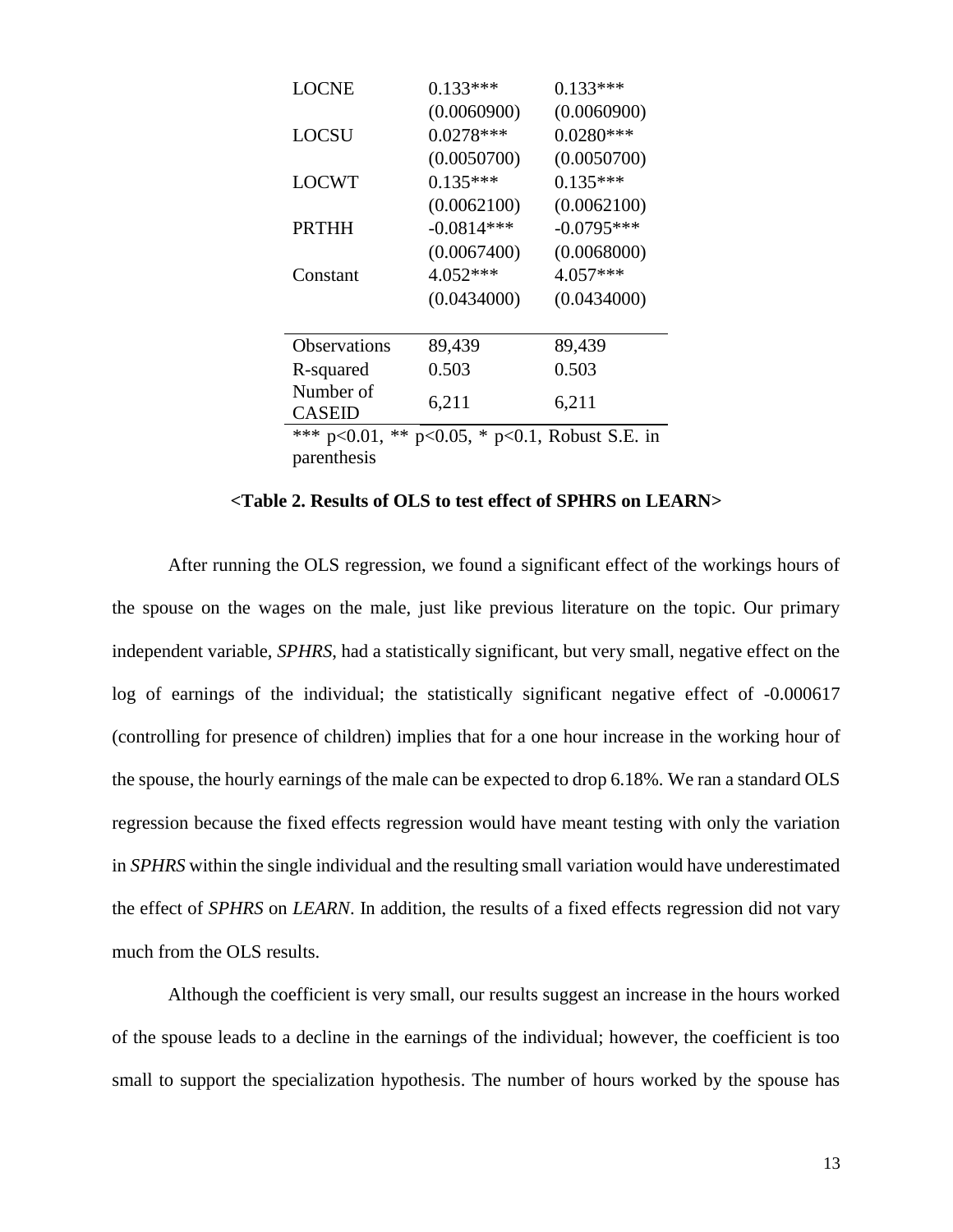| | | |
|---|---|---|
| LOCNE | 0.133*** | 0.133*** |
| | (0.0060900) | (0.0060900) |
| LOCSU | 0.0278*** | 0.0280*** |
| | (0.0050700) | (0.0050700) |
| LOCWT | 0.135*** | 0.135*** |
| | (0.0062100) | (0.0062100) |
| PRTHH | -0.0814*** | -0.0795*** |
| | (0.0067400) | (0.0068000) |
| Constant | 4.052*** | 4.057*** |
| | (0.0434000) | (0.0434000) |
| Observations | 89,439 | 89,439 |
| R-squared | 0.503 | 0.503 |
| Number of CASEID | 6,211 | 6,211 |

*** p<0.01, ** p<0.05, * p<0.1, Robust S.E. in parenthesis

**<Table 2. Results of OLS to test effect of SPHRS on LEARN>**

After running the OLS regression, we found a significant effect of the workings hours of the spouse on the wages on the male, just like previous literature on the topic. Our primary independent variable, *SPHRS*, had a statistically significant, but very small, negative effect on the log of earnings of the individual; the statistically significant negative effect of -0.000617 (controlling for presence of children) implies that for a one hour increase in the working hour of the spouse, the hourly earnings of the male can be expected to drop 6.18%. We ran a standard OLS regression because the fixed effects regression would have meant testing with only the variation in *SPHRS* within the single individual and the resulting small variation would have underestimated the effect of *SPHRS* on *LEARN*. In addition, the results of a fixed effects regression did not vary much from the OLS results.

Although the coefficient is very small, our results suggest an increase in the hours worked of the spouse leads to a decline in the earnings of the individual; however, the coefficient is too small to support the specialization hypothesis. The number of hours worked by the spouse has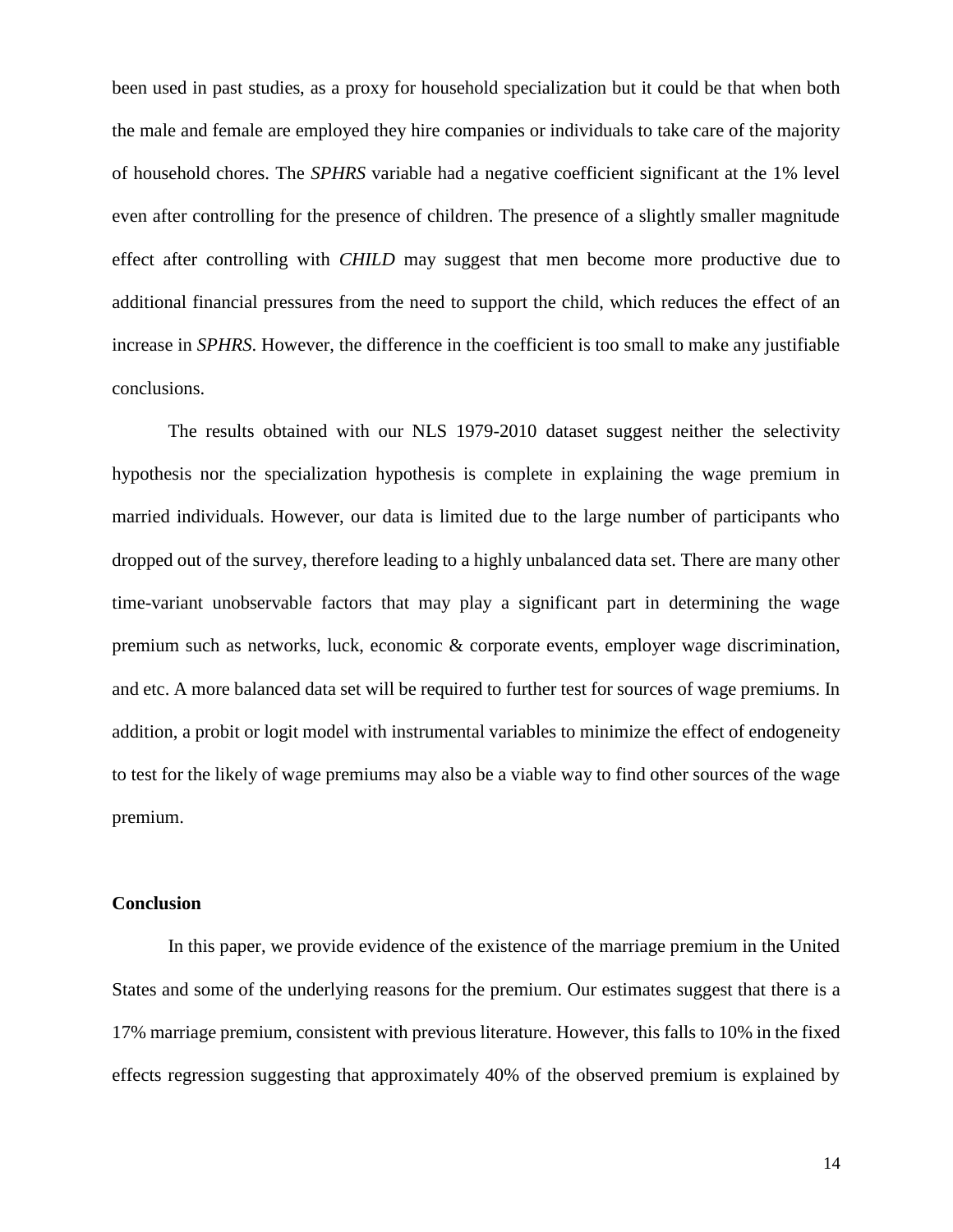been used in past studies, as a proxy for household specialization but it could be that when both the male and female are employed they hire companies or individuals to take care of the majority of household chores. The *SPHRS* variable had a negative coefficient significant at the 1% level even after controlling for the presence of children. The presence of a slightly smaller magnitude effect after controlling with *CHILD* may suggest that men become more productive due to additional financial pressures from the need to support the child, which reduces the effect of an increase in *SPHRS*. However, the difference in the coefficient is too small to make any justifiable conclusions.

The results obtained with our NLS 1979-2010 dataset suggest neither the selectivity hypothesis nor the specialization hypothesis is complete in explaining the wage premium in married individuals. However, our data is limited due to the large number of participants who dropped out of the survey, therefore leading to a highly unbalanced data set. There are many other time-variant unobservable factors that may play a significant part in determining the wage premium such as networks, luck, economic & corporate events, employer wage discrimination, and etc. A more balanced data set will be required to further test for sources of wage premiums. In addition, a probit or logit model with instrumental variables to minimize the effect of endogeneity to test for the likely of wage premiums may also be a viable way to find other sources of the wage premium.

## Conclusion

In this paper, we provide evidence of the existence of the marriage premium in the United States and some of the underlying reasons for the premium. Our estimates suggest that there is a 17% marriage premium, consistent with previous literature. However, this falls to 10% in the fixed effects regression suggesting that approximately 40% of the observed premium is explained by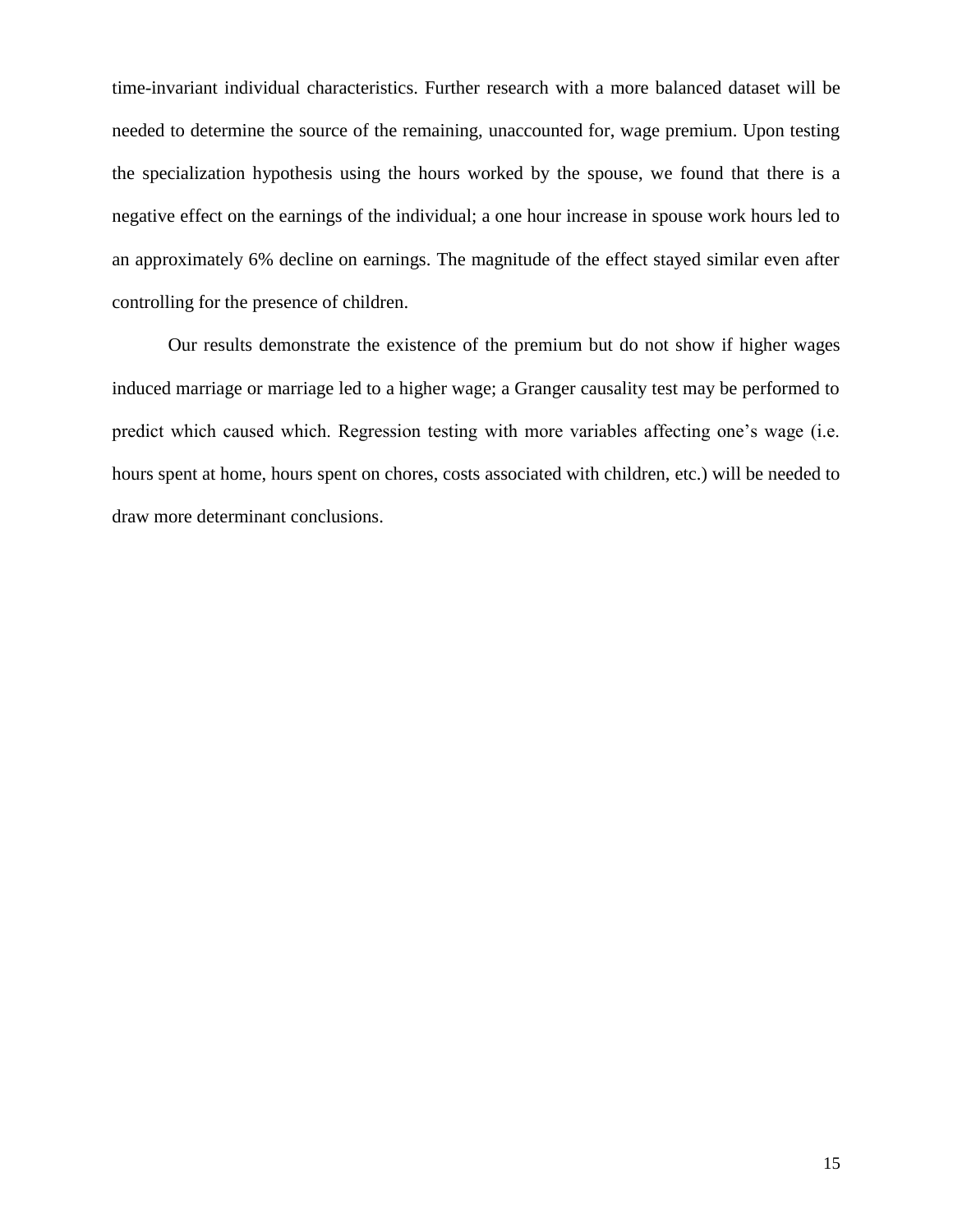time-invariant individual characteristics. Further research with a more balanced dataset will be needed to determine the source of the remaining, unaccounted for, wage premium. Upon testing the specialization hypothesis using the hours worked by the spouse, we found that there is a negative effect on the earnings of the individual; a one hour increase in spouse work hours led to an approximately 6% decline on earnings. The magnitude of the effect stayed similar even after controlling for the presence of children.

Our results demonstrate the existence of the premium but do not show if higher wages induced marriage or marriage led to a higher wage; a Granger causality test may be performed to predict which caused which. Regression testing with more variables affecting one's wage (i.e. hours spent at home, hours spent on chores, costs associated with children, etc.) will be needed to draw more determinant conclusions.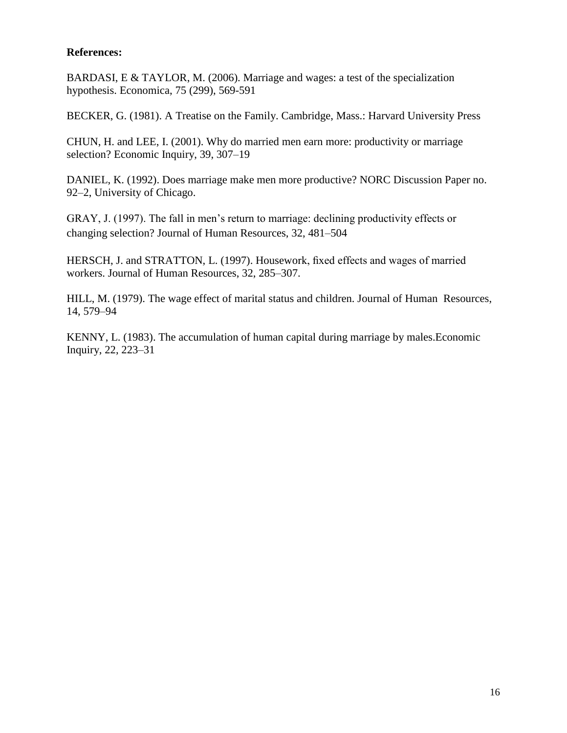**References:**

BARDASI, E & TAYLOR, M. (2006). Marriage and wages: a test of the specialization hypothesis. Economica, 75 (299), 569-591

BECKER, G. (1981). A Treatise on the Family. Cambridge, Mass.: Harvard University Press

CHUN, H. and LEE, I. (2001). Why do married men earn more: productivity or marriage selection? Economic Inquiry, 39, 307–19

DANIEL, K. (1992). Does marriage make men more productive? NORC Discussion Paper no. 92–2, University of Chicago.

GRAY, J. (1997). The fall in men's return to marriage: declining productivity effects or changing selection? Journal of Human Resources, 32, 481–504

HERSCH, J. and STRATTON, L. (1997). Housework, fixed effects and wages of married workers. Journal of Human Resources, 32, 285–307.

HILL, M. (1979). The wage effect of marital status and children. Journal of Human Resources, 14, 579–94

KENNY, L. (1983). The accumulation of human capital during marriage by males.Economic Inquiry, 22, 223–31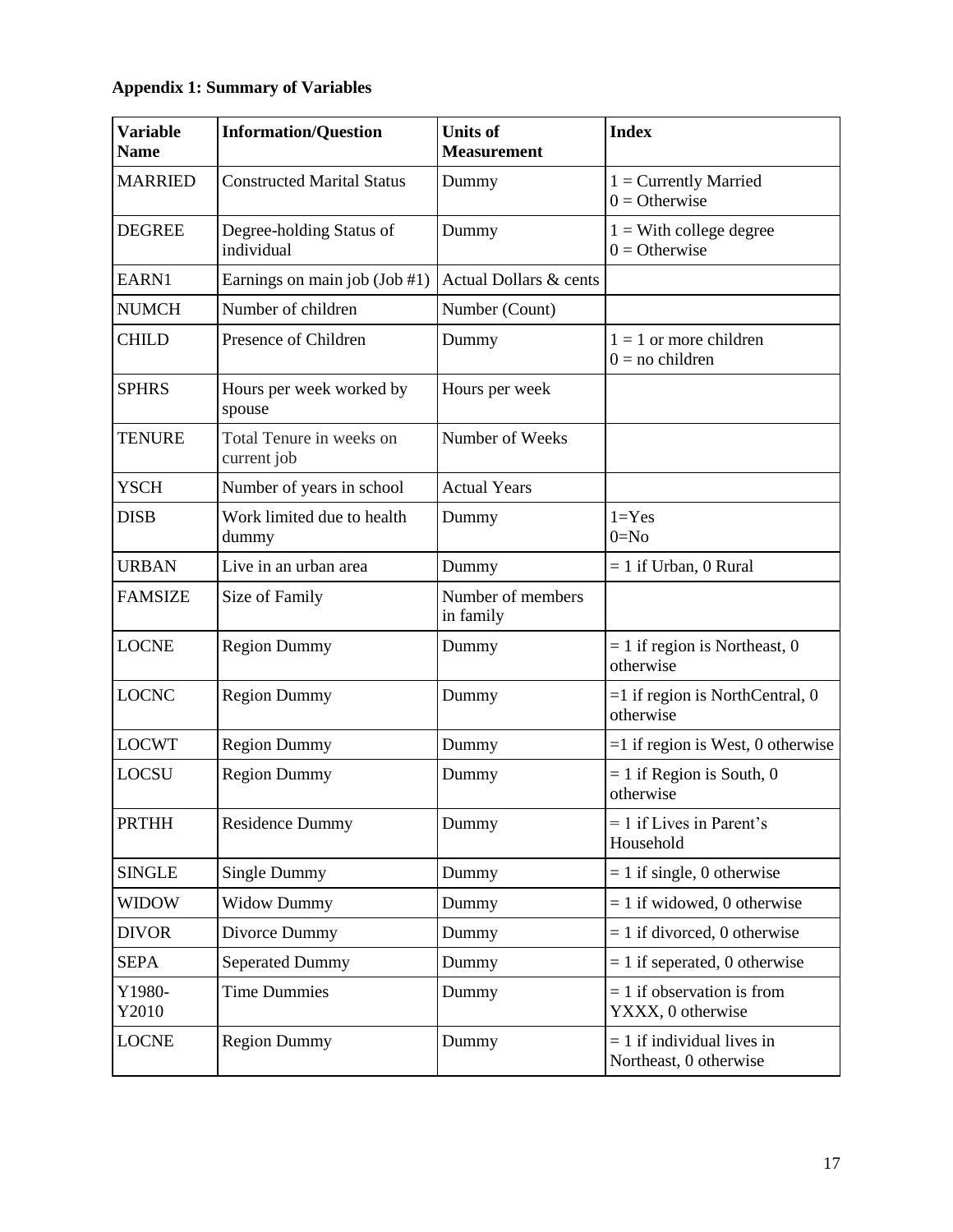**Appendix 1: Summary of Variables**

| Variable Name | Information/Question | Units of Measurement | Index |
|---|---|---|---|
| MARRIED | Constructed Marital Status | Dummy | 1 = Currently Married<br>0 = Otherwise |
| DEGREE | Degree-holding Status of individual | Dummy | 1 = With college degree<br>0 = Otherwise |
| EARN1 | Earnings on main job (Job #1) | Actual Dollars & cents | |
| NUMCH | Number of children | Number (Count) | |
| CHILD | Presence of Children | Dummy | 1 = 1 or more children<br>0 = no children |
| SPHRS | Hours per week worked by spouse | Hours per week | |
| TENURE | Total Tenure in weeks on current job | Number of Weeks | |
| YSCH | Number of years in school | Actual Years | |
| DISB | Work limited due to health dummy | Dummy | 1=Yes<br>0=No |
| URBAN | Live in an urban area | Dummy | = 1 if Urban, 0 Rural |
| FAMSIZE | Size of Family | Number of members in family | |
| LOCNE | Region Dummy | Dummy | = 1 if region is Northeast, 0 otherwise |
| LOCNC | Region Dummy | Dummy | =1 if region is NorthCentral, 0 otherwise |
| LOCWT | Region Dummy | Dummy | =1 if region is West, 0 otherwise |
| LOCSU | Region Dummy | Dummy | = 1 if Region is South, 0 otherwise |
| PRTHH | Residence Dummy | Dummy | = 1 if Lives in Parent's Household |
| SINGLE | Single Dummy | Dummy | = 1 if single, 0 otherwise |
| WIDOW | Widow Dummy | Dummy | = 1 if widowed, 0 otherwise |
| DIVOR | Divorce Dummy | Dummy | = 1 if divorced, 0 otherwise |
| SEPA | Seperated Dummy | Dummy | = 1 if seperated, 0 otherwise |
| Y1980-Y2010 | Time Dummies | Dummy | = 1 if observation is from YXXX, 0 otherwise |
| LOCNE | Region Dummy | Dummy | = 1 if individual lives in Northeast, 0 otherwise |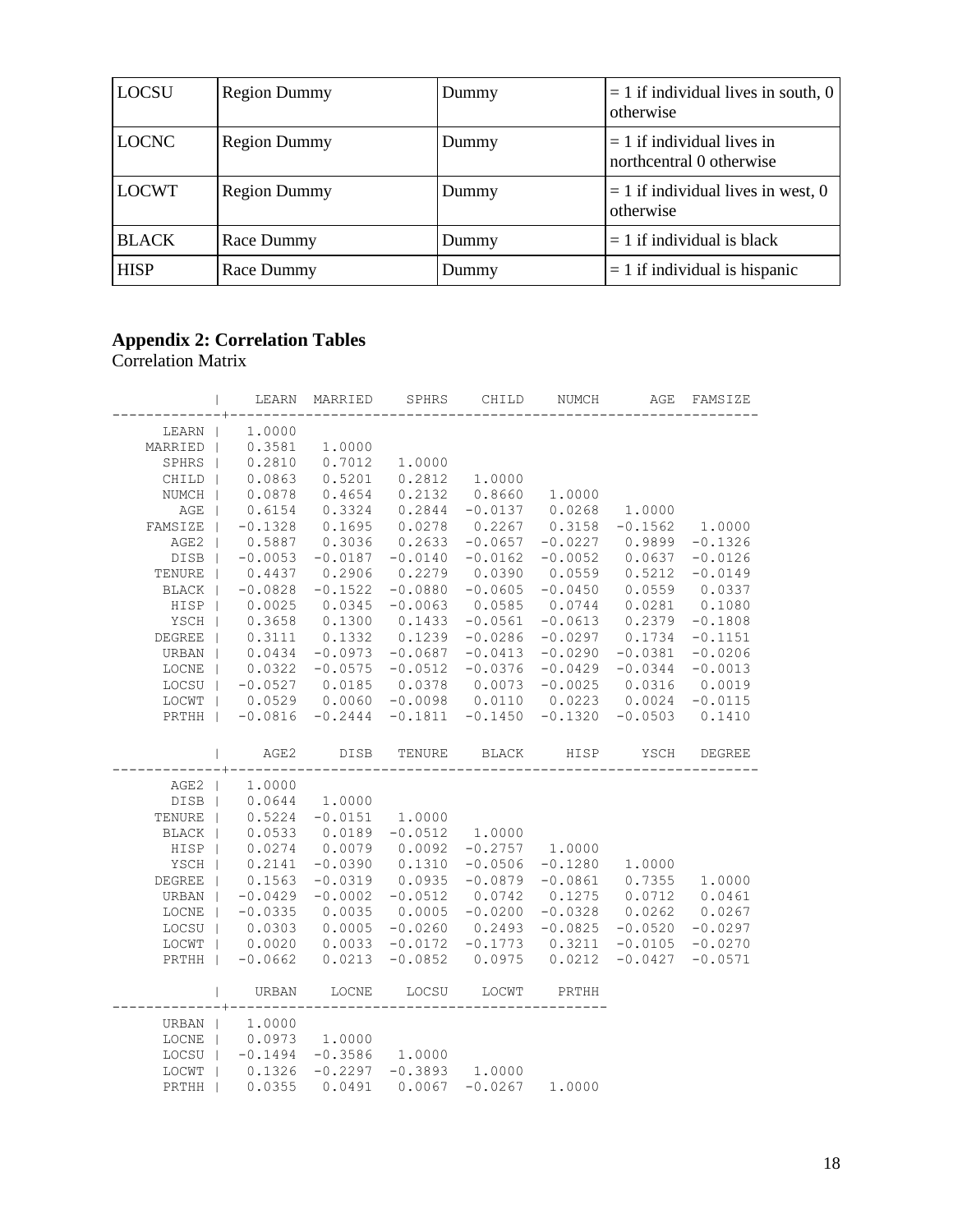| | | | |
|---|---|---|---|
| LOCSU | Region Dummy | Dummy | = 1 if individual lives in south, 0 otherwise |
| LOCNC | Region Dummy | Dummy | = 1 if individual lives in northcentral 0 otherwise |
| LOCWT | Region Dummy | Dummy | = 1 if individual lives in west, 0 otherwise |
| BLACK | Race Dummy | Dummy | = 1 if individual is black |
| HISP | Race Dummy | Dummy | = 1 if individual is hispanic |

## Appendix 2: Correlation Tables

Correlation Matrix

| | LEARN | MARRIED | SPHRS | CHILD | NUMCH | AGE | FAMSIZE |
|---|---|---|---|---|---|---|---|
| LEARN | 1.0000 | | | | | | |
| MARRIED | 0.3581 | 1.0000 | | | | | |
| SPHRS | 0.2810 | 0.7012 | 1.0000 | | | | |
| CHILD | 0.0863 | 0.5201 | 0.2812 | 1.0000 | | | |
| NUMCH | 0.0878 | 0.4654 | 0.2132 | 0.8660 | 1.0000 | | |
| AGE | 0.6154 | 0.3324 | 0.2844 | -0.0137 | 0.0268 | 1.0000 | |
| FAMSIZE | -0.1328 | 0.1695 | 0.0278 | 0.2267 | 0.3158 | -0.1562 | 1.0000 |
| AGE2 | 0.5887 | 0.3036 | 0.2633 | -0.0657 | -0.0227 | 0.9899 | -0.1326 |
| DISB | -0.0053 | -0.0187 | -0.0140 | -0.0162 | -0.0052 | 0.0637 | -0.0126 |
| TENURE | 0.4437 | 0.2906 | 0.2279 | 0.0390 | 0.0559 | 0.5212 | -0.0149 |
| BLACK | -0.0828 | -0.1522 | -0.0880 | -0.0605 | -0.0450 | 0.0559 | 0.0337 |
| HISP | 0.0025 | 0.0345 | -0.0063 | 0.0585 | 0.0744 | 0.0281 | 0.1080 |
| YSCH | 0.3658 | 0.1300 | 0.1433 | -0.0561 | -0.0613 | 0.2379 | -0.1808 |
| DEGREE | 0.3111 | 0.1332 | 0.1239 | -0.0286 | -0.0297 | 0.1734 | -0.1151 |
| URBAN | 0.0434 | -0.0973 | -0.0687 | -0.0413 | -0.0290 | -0.0381 | -0.0206 |
| LOCNE | 0.0322 | -0.0575 | -0.0512 | -0.0376 | -0.0429 | -0.0344 | -0.0013 |
| LOCSU | -0.0527 | 0.0185 | 0.0378 | 0.0073 | -0.0025 | 0.0316 | 0.0019 |
| LOCWT | 0.0529 | 0.0060 | -0.0098 | 0.0110 | 0.0223 | 0.0024 | -0.0115 |
| PRTHH | -0.0816 | -0.2444 | -0.1811 | -0.1450 | -0.1320 | -0.0503 | 0.1410 |

| | AGE2 | DISB | TENURE | BLACK | HISP | YSCH | DEGREE |
|---|---|---|---|---|---|---|---|
| AGE2 | 1.0000 | | | | | | |
| DISB | 0.0644 | 1.0000 | | | | | |
| TENURE | 0.5224 | -0.0151 | 1.0000 | | | | |
| BLACK | 0.0533 | 0.0189 | -0.0512 | 1.0000 | | | |
| HISP | 0.0274 | 0.0079 | 0.0092 | -0.2757 | 1.0000 | | |
| YSCH | 0.2141 | -0.0390 | 0.1310 | -0.0506 | -0.1280 | 1.0000 | |
| DEGREE | 0.1563 | -0.0319 | 0.0935 | -0.0879 | -0.0861 | 0.7355 | 1.0000 |
| URBAN | -0.0429 | -0.0002 | -0.0512 | 0.0742 | 0.1275 | 0.0712 | 0.0461 |
| LOCNE | -0.0335 | 0.0035 | 0.0005 | -0.0200 | -0.0328 | 0.0262 | 0.0267 |
| LOCSU | 0.0303 | 0.0005 | -0.0260 | 0.2493 | -0.0825 | -0.0520 | -0.0297 |
| LOCWT | 0.0020 | 0.0033 | -0.0172 | -0.1773 | 0.3211 | -0.0105 | -0.0270 |
| PRTHH | -0.0662 | 0.0213 | -0.0852 | 0.0975 | 0.0212 | -0.0427 | -0.0571 |

| | URBAN | LOCNE | LOCSU | LOCWT | PRTHH |
|---|---|---|---|---|---|
| URBAN | 1.0000 | | | | |
| LOCNE | 0.0973 | 1.0000 | | | |
| LOCSU | -0.1494 | -0.3586 | 1.0000 | | |
| LOCWT | 0.1326 | -0.2297 | -0.3893 | 1.0000 | |
| PRTHH | 0.0355 | 0.0491 | 0.0067 | -0.0267 | 1.0000 |